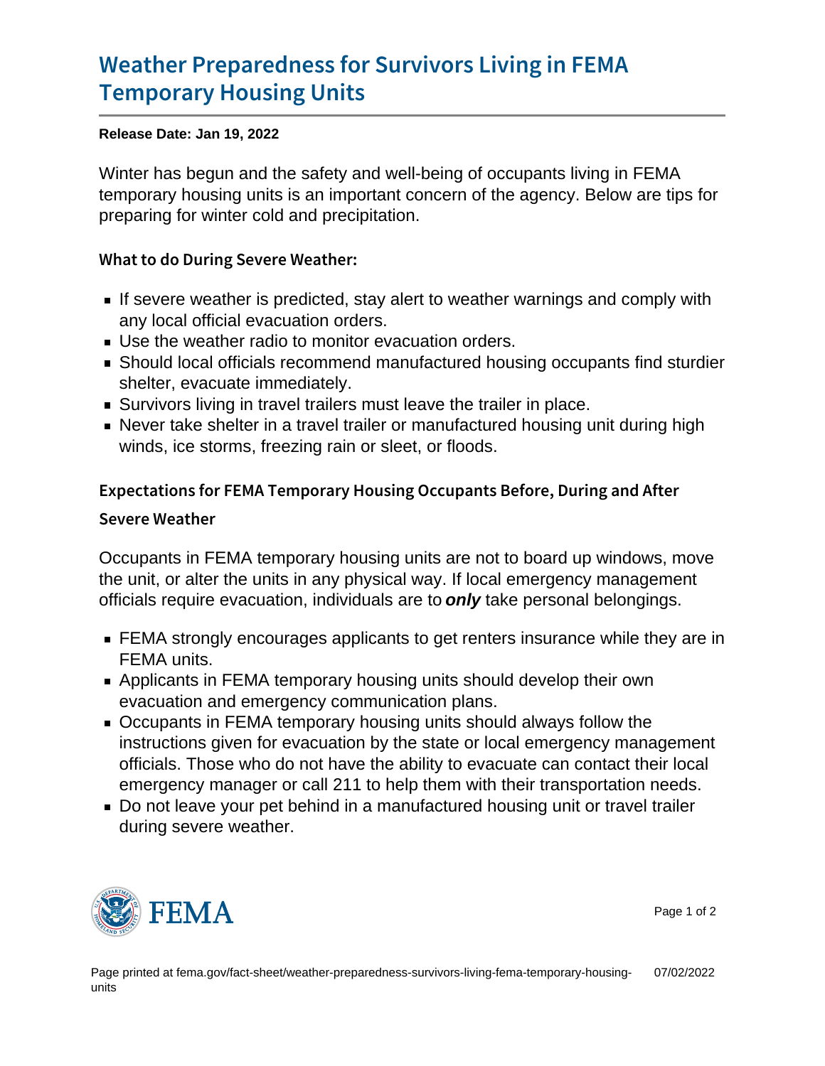# Weather Preparedness for Survivors Living in FEMA Temporary Housing Units

**Release Date: Jan 19, 2022**

Winter has begun and the safety and well-being of occupants living in FEMA temporary housing units is an important concern of the agency. Below are tips for preparing for winter cold and precipitation.

### What to do During Severe Weather:

- If severe weather is predicted, stay alert to weather warnings and comply with any local official evacuation orders.
- Use the weather radio to monitor evacuation orders.
- Should local officials recommend manufactured housing occupants find sturdier shelter, evacuate immediately.
- Survivors living in travel trailers must leave the trailer in place.
- Never take shelter in a travel trailer or manufactured housing unit during high winds, ice storms, freezing rain or sleet, or floods.

### Expectations for FEMA Temporary Housing Occupants Before, During and After Severe Weather

Occupants in FEMA temporary housing units are not to board up windows, move the unit, or alter the units in any physical way. If local emergency management officials require evacuation, individuals are to ***only*** take personal belongings.

- FEMA strongly encourages applicants to get renters insurance while they are in FEMA units.
- Applicants in FEMA temporary housing units should develop their own evacuation and emergency communication plans.
- Occupants in FEMA temporary housing units should always follow the instructions given for evacuation by the state or local emergency management officials. Those who do not have the ability to evacuate can contact their local emergency manager or call 211 to help them with their transportation needs.
- Do not leave your pet behind in a manufactured housing unit or travel trailer during severe weather.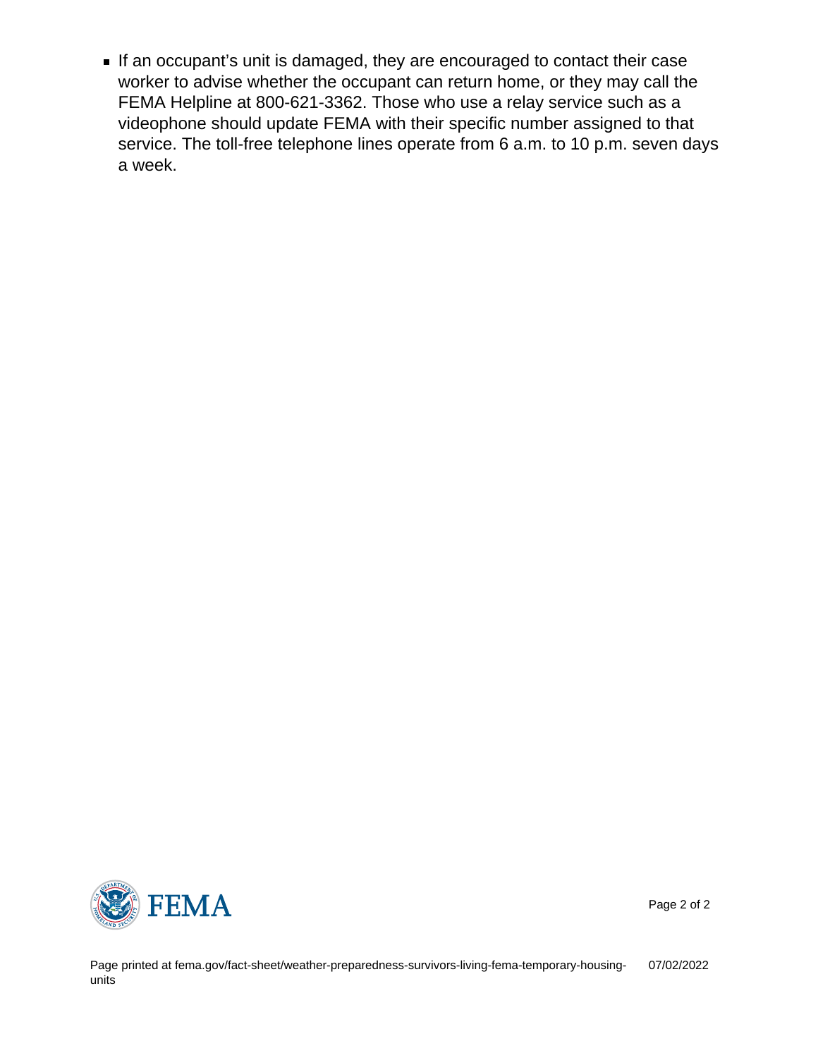- If an occupant's unit is damaged, they are encouraged to contact their case worker to advise whether the occupant can return home, or they may call the FEMA Helpline at 800-621-3362. Those who use a relay service such as a videophone should update FEMA with their specific number assigned to that service. The toll-free telephone lines operate from 6 a.m. to 10 p.m. seven days a week.